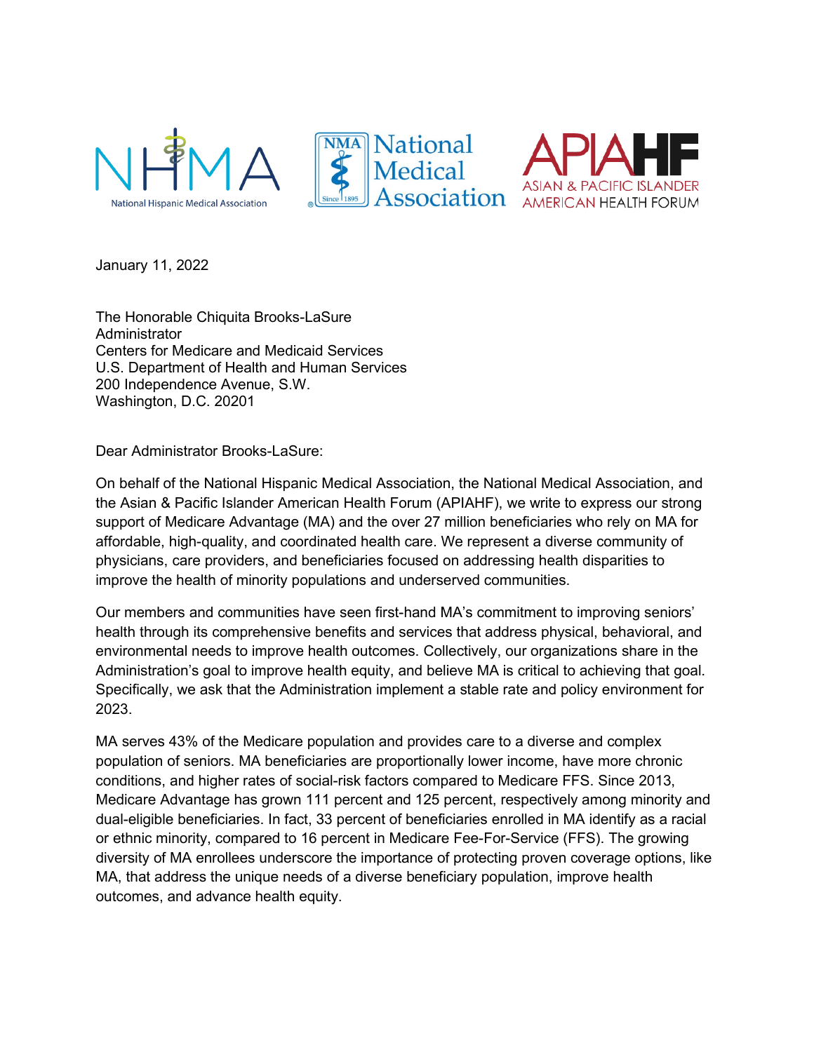NHMA National Hispanic Medical Association | NMA National Medical Association | APIAHF ASIAN & PACIFIC ISLANDER AMERICAN HEALTH FORUM

January 11, 2022

The Honorable Chiquita Brooks-LaSure
Administrator
Centers for Medicare and Medicaid Services
U.S. Department of Health and Human Services
200 Independence Avenue, S.W.
Washington, D.C. 20201

Dear Administrator Brooks-LaSure:

On behalf of the National Hispanic Medical Association, the National Medical Association, and the Asian & Pacific Islander American Health Forum (APIAHF), we write to express our strong support of Medicare Advantage (MA) and the over 27 million beneficiaries who rely on MA for affordable, high-quality, and coordinated health care. We represent a diverse community of physicians, care providers, and beneficiaries focused on addressing health disparities to improve the health of minority populations and underserved communities.

Our members and communities have seen first-hand MA's commitment to improving seniors' health through its comprehensive benefits and services that address physical, behavioral, and environmental needs to improve health outcomes. Collectively, our organizations share in the Administration's goal to improve health equity, and believe MA is critical to achieving that goal. Specifically, we ask that the Administration implement a stable rate and policy environment for 2023.

MA serves 43% of the Medicare population and provides care to a diverse and complex population of seniors. MA beneficiaries are proportionally lower income, have more chronic conditions, and higher rates of social-risk factors compared to Medicare FFS. Since 2013, Medicare Advantage has grown 111 percent and 125 percent, respectively among minority and dual-eligible beneficiaries. In fact, 33 percent of beneficiaries enrolled in MA identify as a racial or ethnic minority, compared to 16 percent in Medicare Fee-For-Service (FFS). The growing diversity of MA enrollees underscore the importance of protecting proven coverage options, like MA, that address the unique needs of a diverse beneficiary population, improve health outcomes, and advance health equity.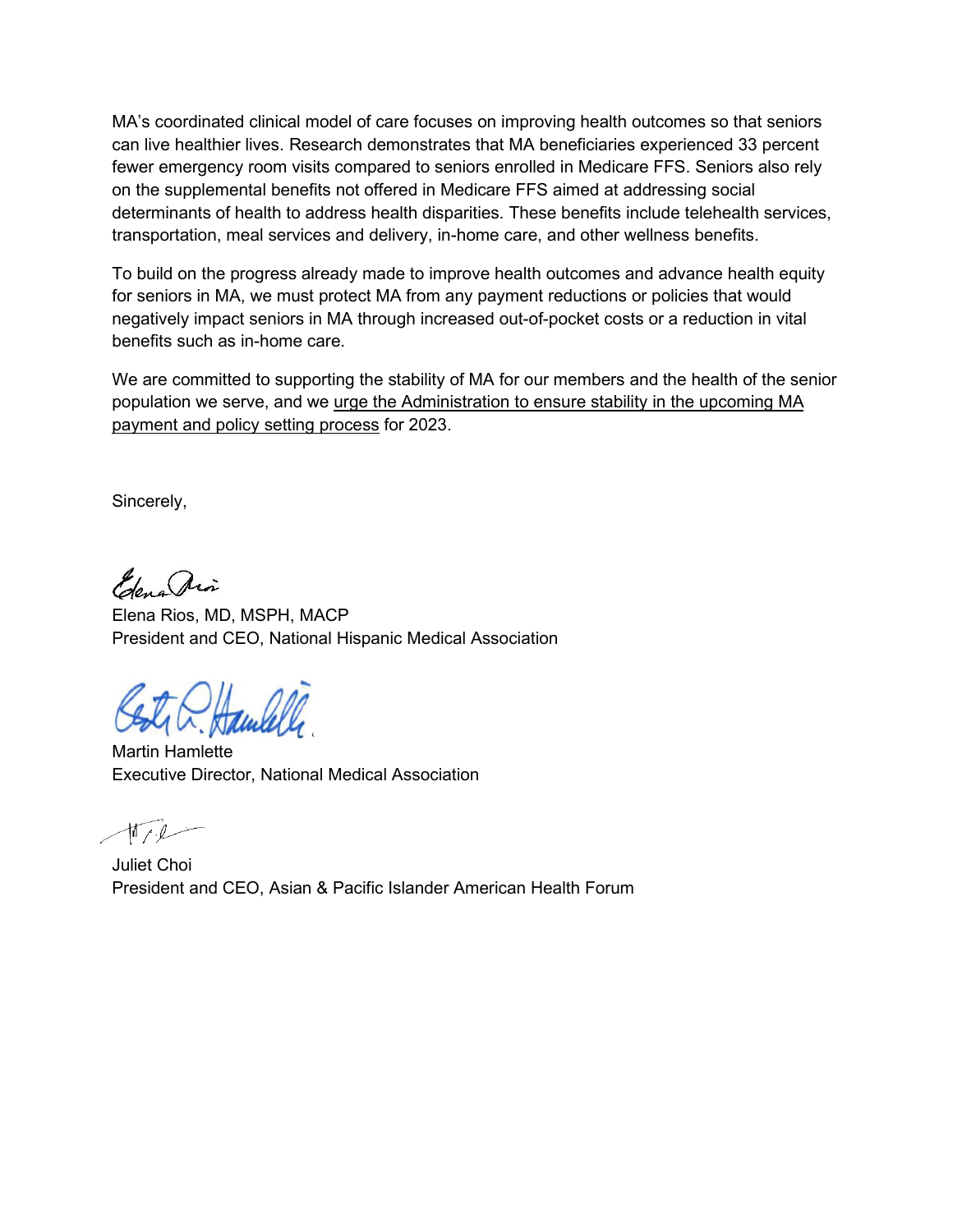MA's coordinated clinical model of care focuses on improving health outcomes so that seniors can live healthier lives. Research demonstrates that MA beneficiaries experienced 33 percent fewer emergency room visits compared to seniors enrolled in Medicare FFS. Seniors also rely on the supplemental benefits not offered in Medicare FFS aimed at addressing social determinants of health to address health disparities. These benefits include telehealth services, transportation, meal services and delivery, in-home care, and other wellness benefits.

To build on the progress already made to improve health outcomes and advance health equity for seniors in MA, we must protect MA from any payment reductions or policies that would negatively impact seniors in MA through increased out-of-pocket costs or a reduction in vital benefits such as in-home care.

We are committed to supporting the stability of MA for our members and the health of the senior population we serve, and we <u>urge the Administration to ensure stability in the upcoming MA payment and policy setting process</u> for 2023.

Sincerely,

Elena Rios, MD, MSPH, MACP
President and CEO, National Hispanic Medical Association

Martin Hamlette
Executive Director, National Medical Association

Juliet Choi
President and CEO, Asian & Pacific Islander American Health Forum